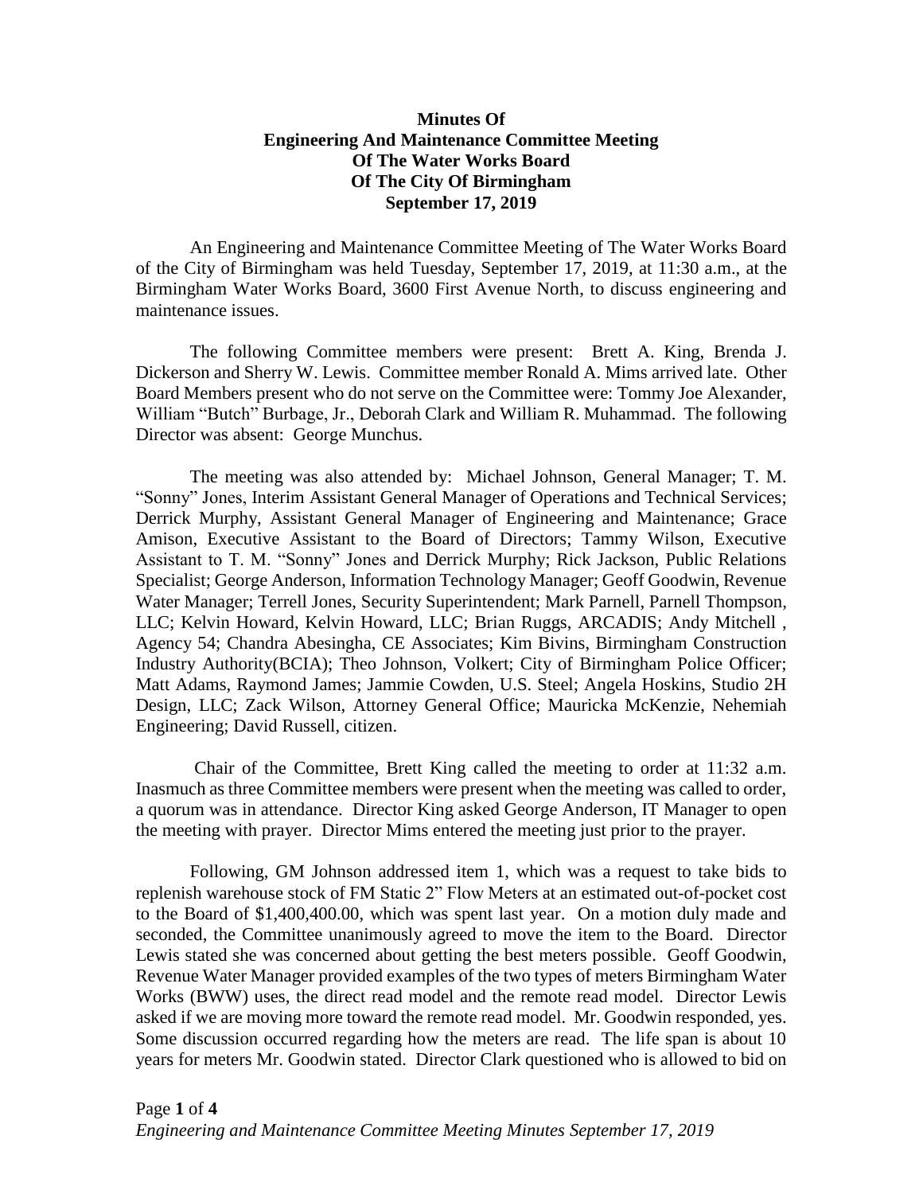# Minutes Of Engineering And Maintenance Committee Meeting Of The Water Works Board Of The City Of Birmingham September 17, 2019

An Engineering and Maintenance Committee Meeting of The Water Works Board of the City of Birmingham was held Tuesday, September 17, 2019, at 11:30 a.m., at the Birmingham Water Works Board, 3600 First Avenue North, to discuss engineering and maintenance issues.

The following Committee members were present: Brett A. King, Brenda J. Dickerson and Sherry W. Lewis. Committee member Ronald A. Mims arrived late. Other Board Members present who do not serve on the Committee were: Tommy Joe Alexander, William "Butch" Burbage, Jr., Deborah Clark and William R. Muhammad. The following Director was absent: George Munchus.

The meeting was also attended by: Michael Johnson, General Manager; T. M. "Sonny" Jones, Interim Assistant General Manager of Operations and Technical Services; Derrick Murphy, Assistant General Manager of Engineering and Maintenance; Grace Amison, Executive Assistant to the Board of Directors; Tammy Wilson, Executive Assistant to T. M. "Sonny" Jones and Derrick Murphy; Rick Jackson, Public Relations Specialist; George Anderson, Information Technology Manager; Geoff Goodwin, Revenue Water Manager; Terrell Jones, Security Superintendent; Mark Parnell, Parnell Thompson, LLC; Kelvin Howard, Kelvin Howard, LLC; Brian Ruggs, ARCADIS; Andy Mitchell , Agency 54; Chandra Abesingha, CE Associates; Kim Bivins, Birmingham Construction Industry Authority(BCIA); Theo Johnson, Volkert; City of Birmingham Police Officer; Matt Adams, Raymond James; Jammie Cowden, U.S. Steel; Angela Hoskins, Studio 2H Design, LLC; Zack Wilson, Attorney General Office; Mauricka McKenzie, Nehemiah Engineering; David Russell, citizen.

Chair of the Committee, Brett King called the meeting to order at 11:32 a.m. Inasmuch as three Committee members were present when the meeting was called to order, a quorum was in attendance. Director King asked George Anderson, IT Manager to open the meeting with prayer. Director Mims entered the meeting just prior to the prayer.

Following, GM Johnson addressed item 1, which was a request to take bids to replenish warehouse stock of FM Static 2" Flow Meters at an estimated out-of-pocket cost to the Board of $1,400,400.00, which was spent last year. On a motion duly made and seconded, the Committee unanimously agreed to move the item to the Board. Director Lewis stated she was concerned about getting the best meters possible. Geoff Goodwin, Revenue Water Manager provided examples of the two types of meters Birmingham Water Works (BWW) uses, the direct read model and the remote read model. Director Lewis asked if we are moving more toward the remote read model. Mr. Goodwin responded, yes. Some discussion occurred regarding how the meters are read. The life span is about 10 years for meters Mr. Goodwin stated. Director Clark questioned who is allowed to bid on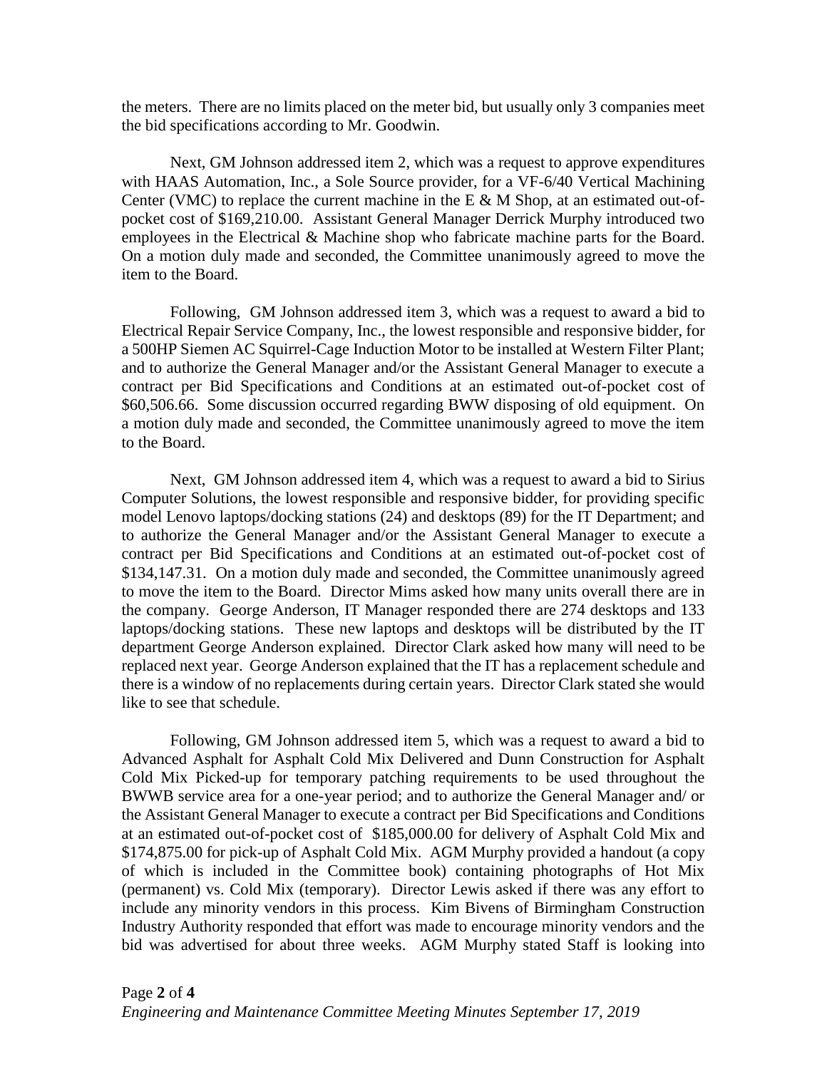the meters. There are no limits placed on the meter bid, but usually only 3 companies meet the bid specifications according to Mr. Goodwin.

Next, GM Johnson addressed item 2, which was a request to approve expenditures with HAAS Automation, Inc., a Sole Source provider, for a VF-6/40 Vertical Machining Center (VMC) to replace the current machine in the E & M Shop, at an estimated out-of-pocket cost of $169,210.00. Assistant General Manager Derrick Murphy introduced two employees in the Electrical & Machine shop who fabricate machine parts for the Board. On a motion duly made and seconded, the Committee unanimously agreed to move the item to the Board.

Following, GM Johnson addressed item 3, which was a request to award a bid to Electrical Repair Service Company, Inc., the lowest responsible and responsive bidder, for a 500HP Siemen AC Squirrel-Cage Induction Motor to be installed at Western Filter Plant; and to authorize the General Manager and/or the Assistant General Manager to execute a contract per Bid Specifications and Conditions at an estimated out-of-pocket cost of $60,506.66. Some discussion occurred regarding BWW disposing of old equipment. On a motion duly made and seconded, the Committee unanimously agreed to move the item to the Board.

Next, GM Johnson addressed item 4, which was a request to award a bid to Sirius Computer Solutions, the lowest responsible and responsive bidder, for providing specific model Lenovo laptops/docking stations (24) and desktops (89) for the IT Department; and to authorize the General Manager and/or the Assistant General Manager to execute a contract per Bid Specifications and Conditions at an estimated out-of-pocket cost of $134,147.31. On a motion duly made and seconded, the Committee unanimously agreed to move the item to the Board. Director Mims asked how many units overall there are in the company. George Anderson, IT Manager responded there are 274 desktops and 133 laptops/docking stations. These new laptops and desktops will be distributed by the IT department George Anderson explained. Director Clark asked how many will need to be replaced next year. George Anderson explained that the IT has a replacement schedule and there is a window of no replacements during certain years. Director Clark stated she would like to see that schedule.

Following, GM Johnson addressed item 5, which was a request to award a bid to Advanced Asphalt for Asphalt Cold Mix Delivered and Dunn Construction for Asphalt Cold Mix Picked-up for temporary patching requirements to be used throughout the BWWB service area for a one-year period; and to authorize the General Manager and/ or the Assistant General Manager to execute a contract per Bid Specifications and Conditions at an estimated out-of-pocket cost of $185,000.00 for delivery of Asphalt Cold Mix and $174,875.00 for pick-up of Asphalt Cold Mix. AGM Murphy provided a handout (a copy of which is included in the Committee book) containing photographs of Hot Mix (permanent) vs. Cold Mix (temporary). Director Lewis asked if there was any effort to include any minority vendors in this process. Kim Bivens of Birmingham Construction Industry Authority responded that effort was made to encourage minority vendors and the bid was advertised for about three weeks. AGM Murphy stated Staff is looking into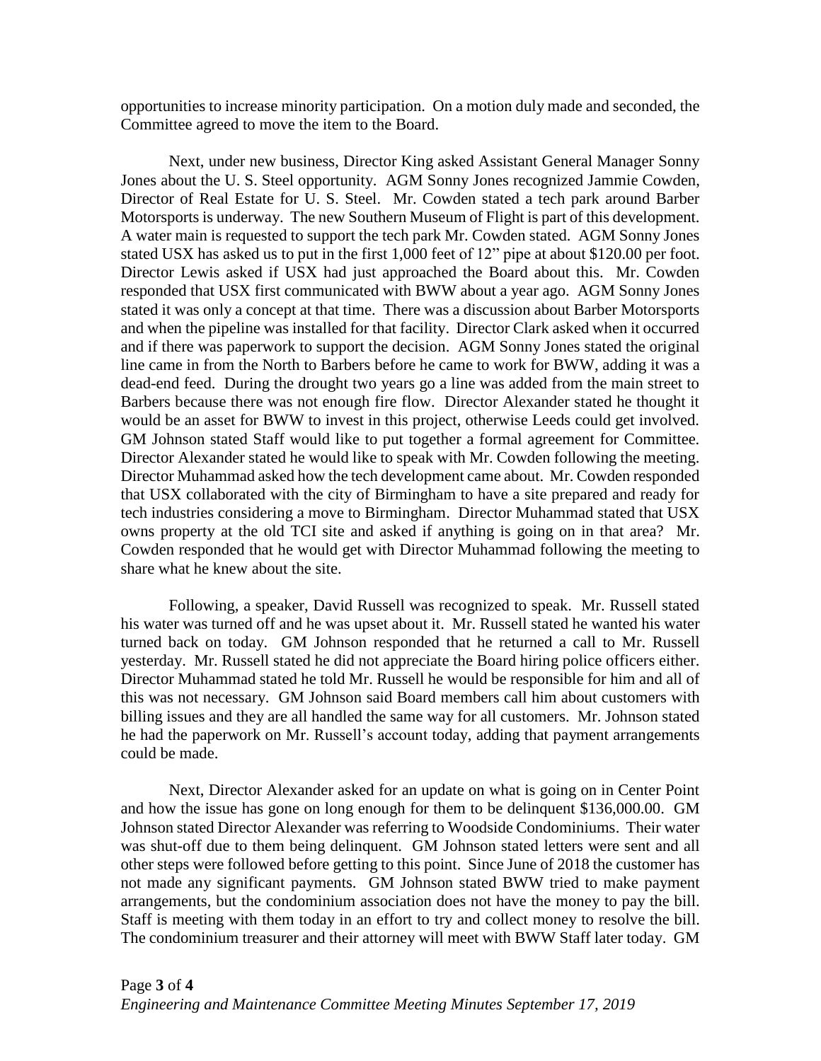opportunities to increase minority participation. On a motion duly made and seconded, the Committee agreed to move the item to the Board.

Next, under new business, Director King asked Assistant General Manager Sonny Jones about the U. S. Steel opportunity. AGM Sonny Jones recognized Jammie Cowden, Director of Real Estate for U. S. Steel. Mr. Cowden stated a tech park around Barber Motorsports is underway. The new Southern Museum of Flight is part of this development. A water main is requested to support the tech park Mr. Cowden stated. AGM Sonny Jones stated USX has asked us to put in the first 1,000 feet of 12" pipe at about $120.00 per foot. Director Lewis asked if USX had just approached the Board about this. Mr. Cowden responded that USX first communicated with BWW about a year ago. AGM Sonny Jones stated it was only a concept at that time. There was a discussion about Barber Motorsports and when the pipeline was installed for that facility. Director Clark asked when it occurred and if there was paperwork to support the decision. AGM Sonny Jones stated the original line came in from the North to Barbers before he came to work for BWW, adding it was a dead-end feed. During the drought two years go a line was added from the main street to Barbers because there was not enough fire flow. Director Alexander stated he thought it would be an asset for BWW to invest in this project, otherwise Leeds could get involved. GM Johnson stated Staff would like to put together a formal agreement for Committee. Director Alexander stated he would like to speak with Mr. Cowden following the meeting. Director Muhammad asked how the tech development came about. Mr. Cowden responded that USX collaborated with the city of Birmingham to have a site prepared and ready for tech industries considering a move to Birmingham. Director Muhammad stated that USX owns property at the old TCI site and asked if anything is going on in that area? Mr. Cowden responded that he would get with Director Muhammad following the meeting to share what he knew about the site.

Following, a speaker, David Russell was recognized to speak. Mr. Russell stated his water was turned off and he was upset about it. Mr. Russell stated he wanted his water turned back on today. GM Johnson responded that he returned a call to Mr. Russell yesterday. Mr. Russell stated he did not appreciate the Board hiring police officers either. Director Muhammad stated he told Mr. Russell he would be responsible for him and all of this was not necessary. GM Johnson said Board members call him about customers with billing issues and they are all handled the same way for all customers. Mr. Johnson stated he had the paperwork on Mr. Russell's account today, adding that payment arrangements could be made.

Next, Director Alexander asked for an update on what is going on in Center Point and how the issue has gone on long enough for them to be delinquent $136,000.00. GM Johnson stated Director Alexander was referring to Woodside Condominiums. Their water was shut-off due to them being delinquent. GM Johnson stated letters were sent and all other steps were followed before getting to this point. Since June of 2018 the customer has not made any significant payments. GM Johnson stated BWW tried to make payment arrangements, but the condominium association does not have the money to pay the bill. Staff is meeting with them today in an effort to try and collect money to resolve the bill. The condominium treasurer and their attorney will meet with BWW Staff later today. GM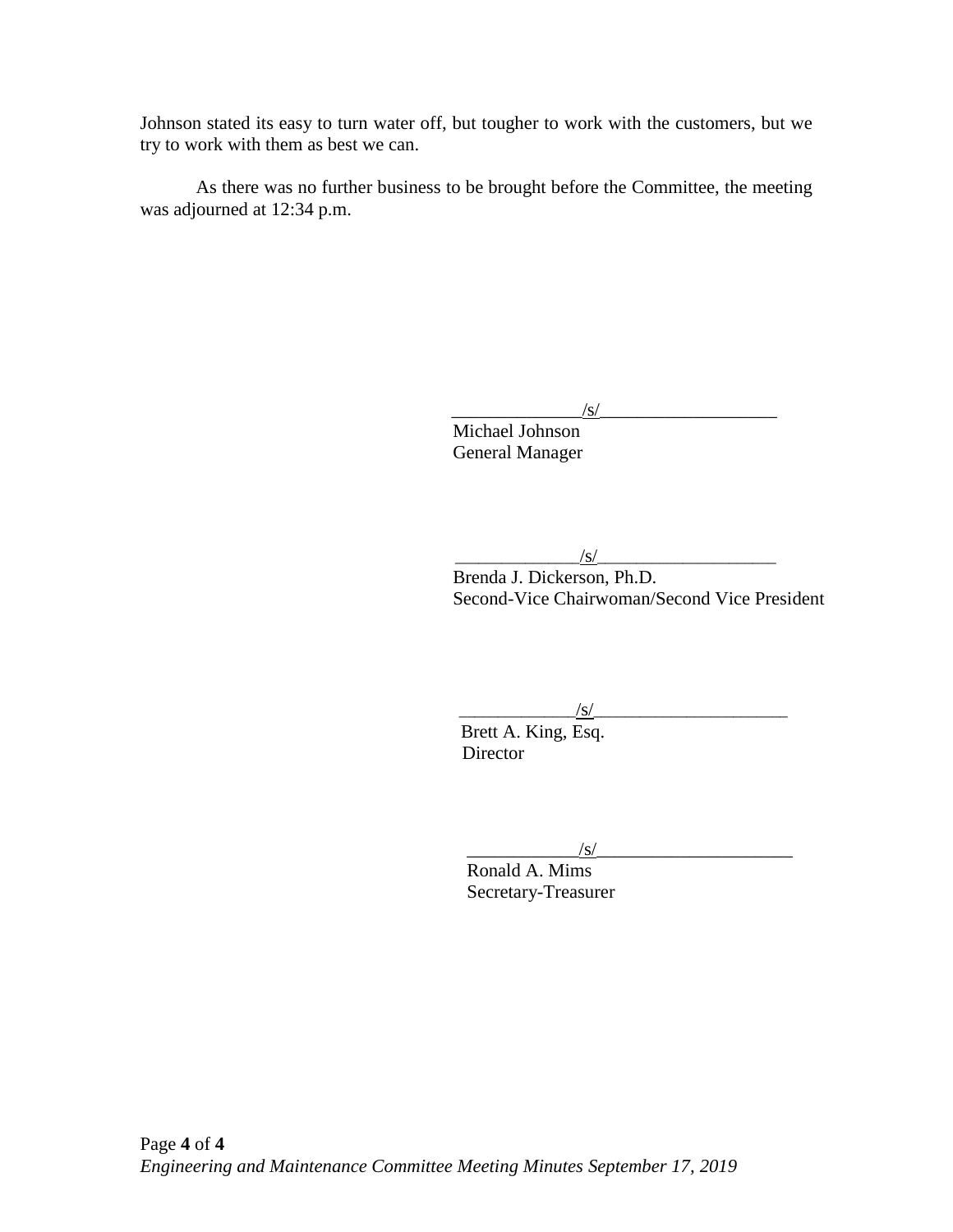Johnson stated its easy to turn water off, but tougher to work with the customers, but we try to work with them as best we can.

As there was no further business to be brought before the Committee, the meeting was adjourned at 12:34 p.m.

_______________/s/____________________
Michael Johnson
General Manager

_______________/s/____________________
Brenda J. Dickerson, Ph.D.
Second-Vice Chairwoman/Second Vice President

_______________/s/____________________
Brett A. King, Esq.
Director

_______________/s/____________________
Ronald A. Mims
Secretary-Treasurer